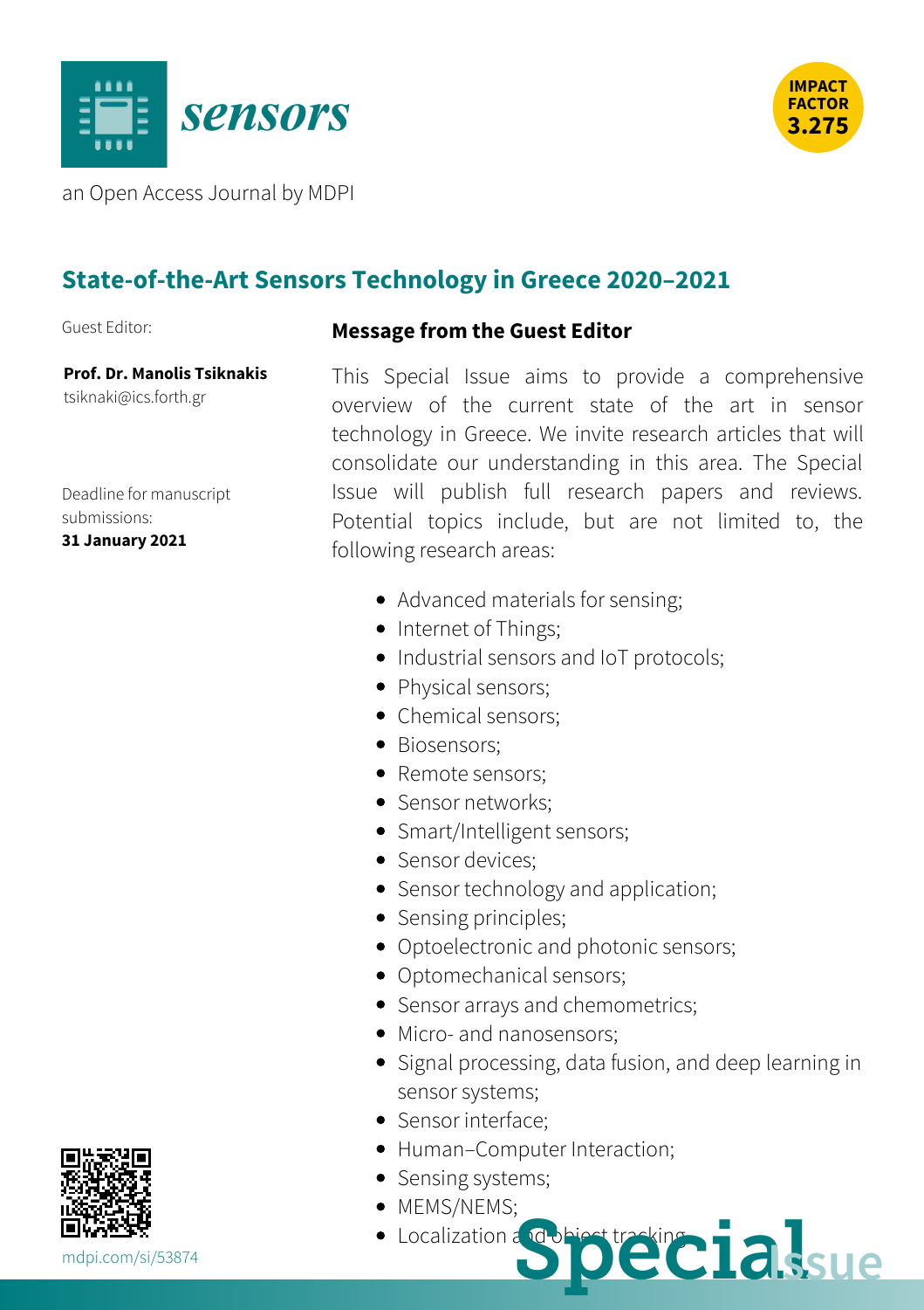# sensors

an Open Access Journal by MDPI

IMPACT FACTOR 3.275

## State-of-the-Art Sensors Technology in Greece 2020–2021

Guest Editor:

**Prof. Dr. Manolis Tsiknakis**
tsiknaki@ics.forth.gr

Deadline for manuscript submissions:
**31 January 2021**

### Message from the Guest Editor

This Special Issue aims to provide a comprehensive overview of the current state of the art in sensor technology in Greece. We invite research articles that will consolidate our understanding in this area. The Special Issue will publish full research papers and reviews. Potential topics include, but are not limited to, the following research areas:

- Advanced materials for sensing;
- Internet of Things;
- Industrial sensors and IoT protocols;
- Physical sensors;
- Chemical sensors;
- Biosensors;
- Remote sensors;
- Sensor networks;
- Smart/Intelligent sensors;
- Sensor devices;
- Sensor technology and application;
- Sensing principles;
- Optoelectronic and photonic sensors;
- Optomechanical sensors;
- Sensor arrays and chemometrics;
- Micro- and nanosensors;
- Signal processing, data fusion, and deep learning in sensor systems;
- Sensor interface;
- Human–Computer Interaction;
- Sensing systems;
- MEMS/NEMS;
- Localization and object tracking

mdpi.com/si/53874

Special Issue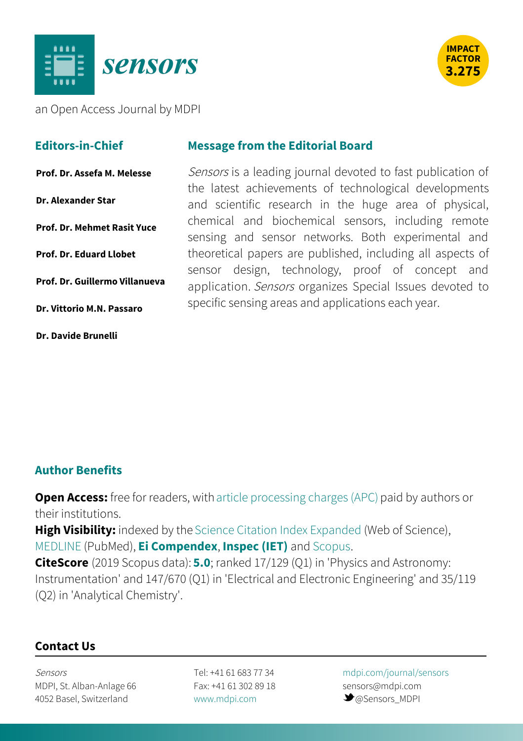# *sensors*

IMPACT FACTOR 3.275

an Open Access Journal by MDPI

## Editors-in-Chief

**Prof. Dr. Assefa M. Melesse**

**Dr. Alexander Star**

**Prof. Dr. Mehmet Rasit Yuce**

**Prof. Dr. Eduard Llobet**

**Prof. Dr. Guillermo Villanueva**

**Dr. Vittorio M.N. Passaro**

**Dr. Davide Brunelli**

## Message from the Editorial Board

*Sensors* is a leading journal devoted to fast publication of the latest achievements of technological developments and scientific research in the huge area of physical, chemical and biochemical sensors, including remote sensing and sensor networks. Both experimental and theoretical papers are published, including all aspects of sensor design, technology, proof of concept and application. *Sensors* organizes Special Issues devoted to specific sensing areas and applications each year.

## Author Benefits

**Open Access:** free for readers, with article processing charges (APC) paid by authors or their institutions.

**High Visibility:** indexed by the Science Citation Index Expanded (Web of Science), MEDLINE (PubMed), **Ei Compendex**, **Inspec (IET)** and Scopus.

**CiteScore** (2019 Scopus data): **5.0**; ranked 17/129 (Q1) in 'Physics and Astronomy: Instrumentation' and 147/670 (Q1) in 'Electrical and Electronic Engineering' and 35/119 (Q2) in 'Analytical Chemistry'.

## Contact Us

*Sensors*
MDPI, St. Alban-Anlage 66
4052 Basel, Switzerland

Tel: +41 61 683 77 34
Fax: +41 61 302 89 18
www.mdpi.com

mdpi.com/journal/sensors
sensors@mdpi.com
@Sensors_MDPI